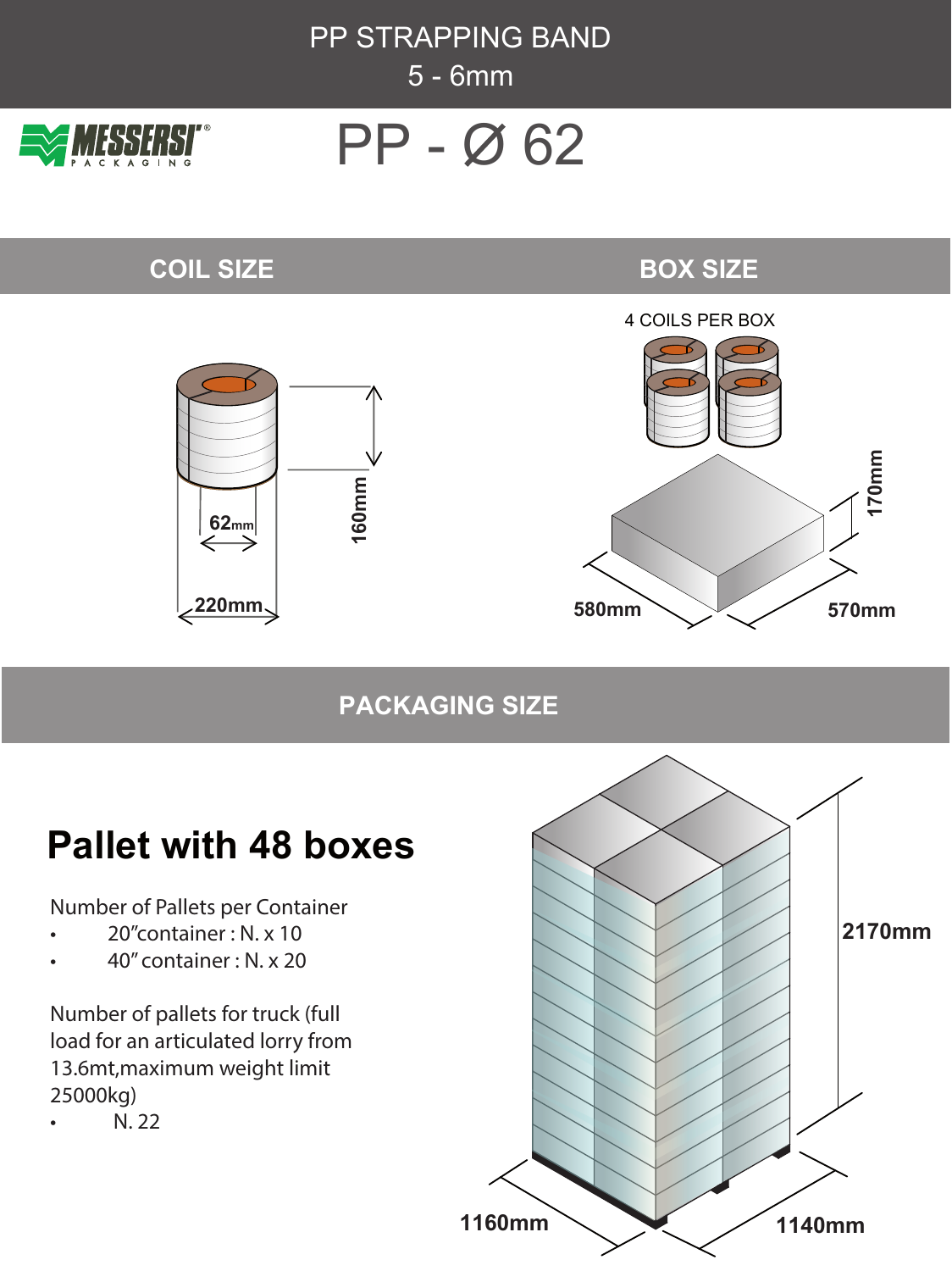# PP STRAPPING BAND
5 - 6mm

MESSERSI® PACKAGING

# PP - Ø 62

## COIL SIZE

62mm

160mm

220mm

## BOX SIZE

4 COILS PER BOX

170mm

580mm

570mm

## PACKAGING SIZE

### Pallet with 48 boxes

Number of Pallets per Container

- 20"container : N. x 10
- 40" container : N. x 20

Number of pallets for truck (full load for an articulated lorry from 13.6mt,maximum weight limit 25000kg)

- N. 22

2170mm

1160mm

1140mm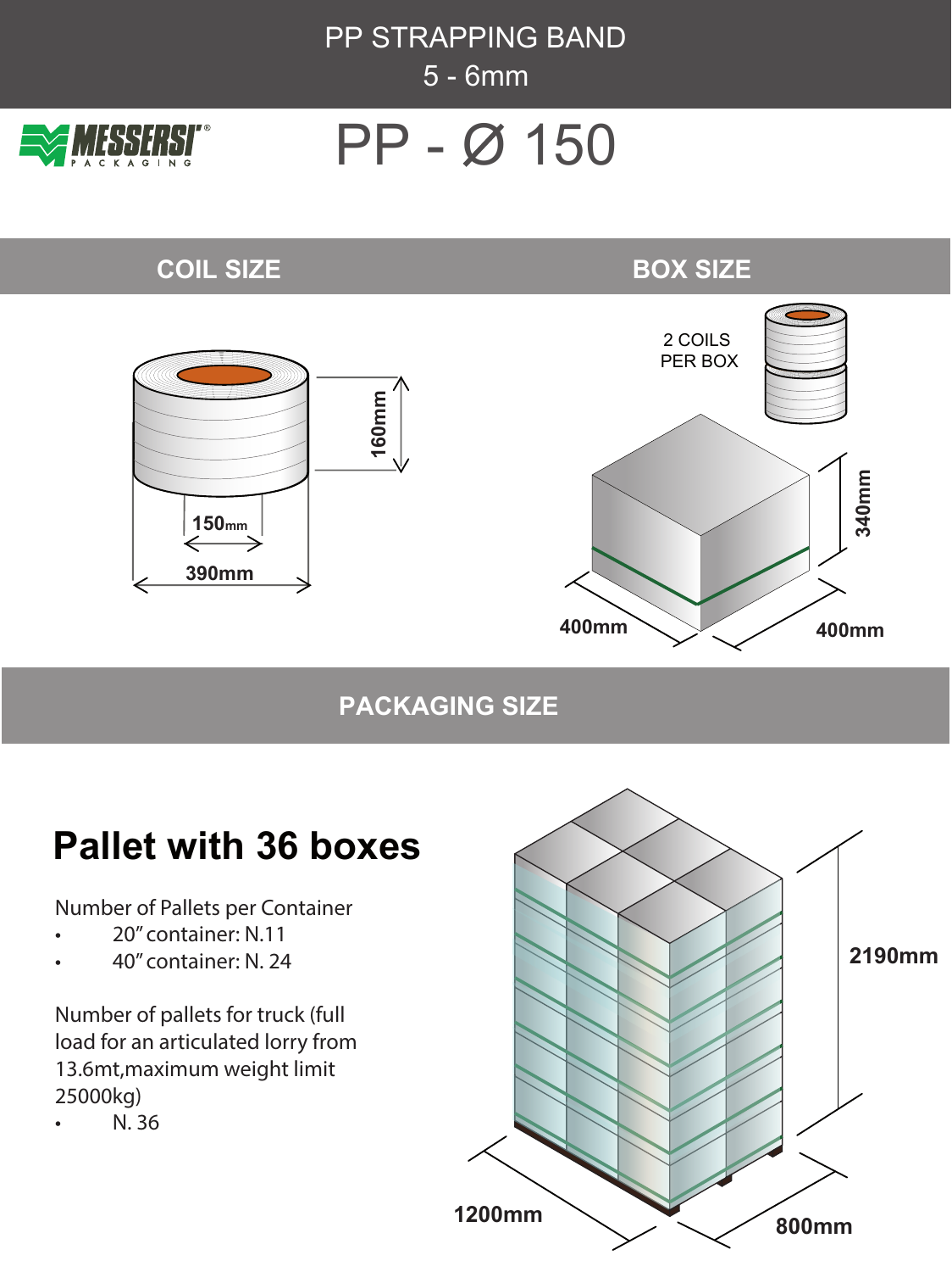# PP STRAPPING BAND
## 5 - 6mm

MESSERSI® PACKAGING

# PP - Ø 150

## COIL SIZE

160mm

150mm

390mm

## BOX SIZE

2 COILS PER BOX

340mm

400mm

400mm

## PACKAGING SIZE

### Pallet with 36 boxes

Number of Pallets per Container

- 20" container: N.11
- 40" container: N. 24

Number of pallets for truck (full load for an articulated lorry from 13.6mt,maximum weight limit 25000kg)

- N. 36

2190mm

1200mm

800mm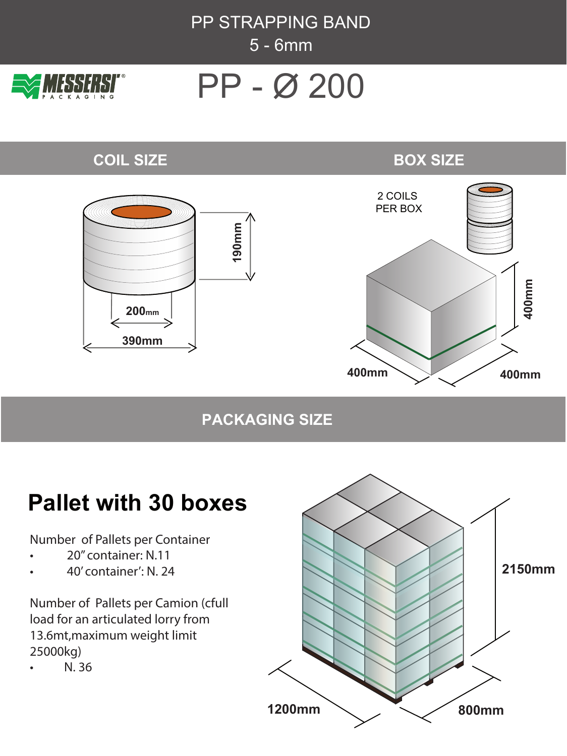# PP STRAPPING BAND
## 5 - 6mm

MESSERSI® PACKAGING

# PP - Ø 200

## COIL SIZE

190mm

200mm

390mm

## BOX SIZE

2 COILS PER BOX

400mm

400mm

400mm

## PACKAGING SIZE

### Pallet with 30 boxes

Number of Pallets per Container
- 20" container: N.11
- 40' container': N. 24

Number of Pallets per Camion (cfull load for an articulated lorry from 13.6mt,maximum weight limit 25000kg)
- N. 36

2150mm

1200mm

800mm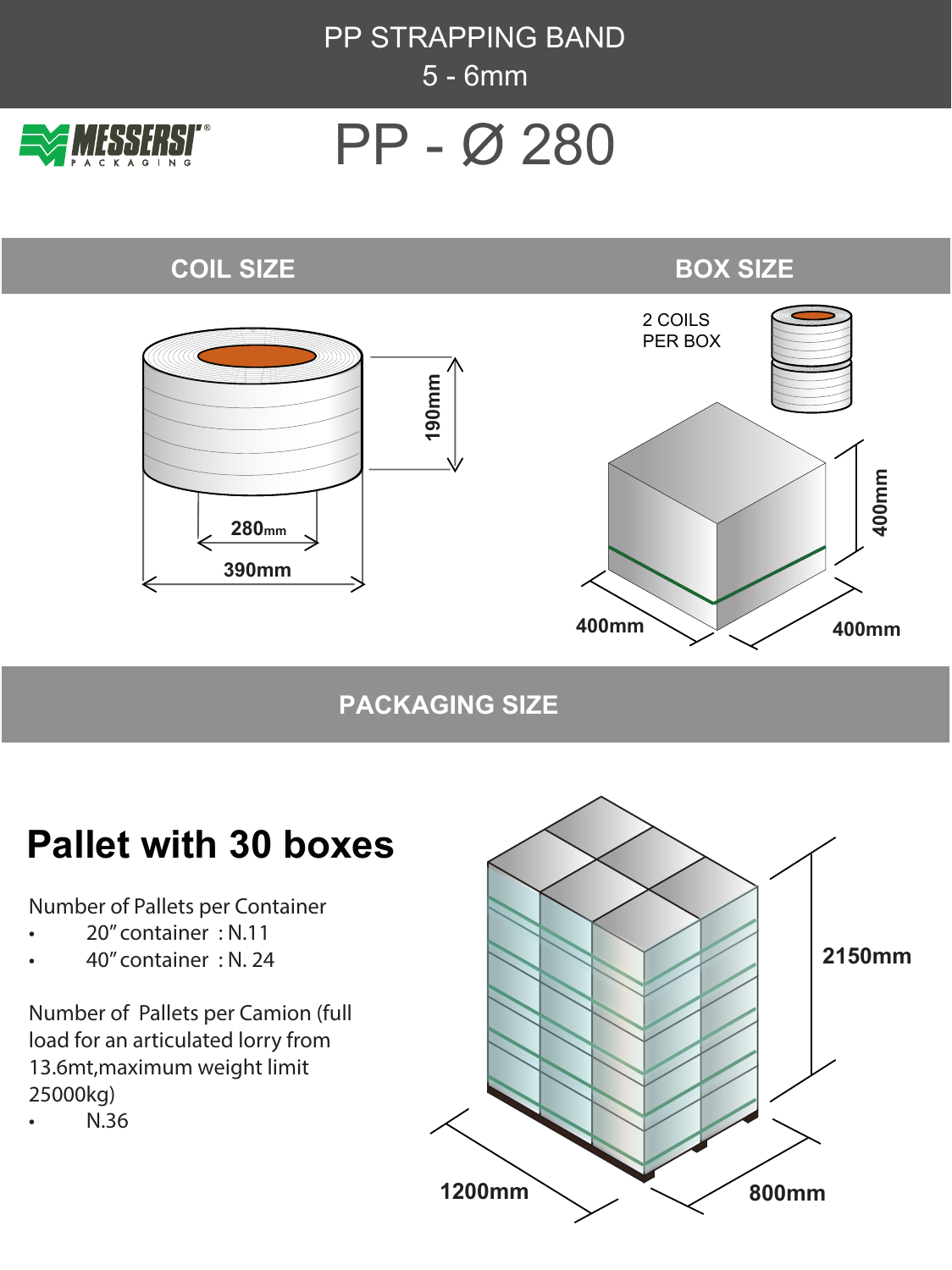# PP STRAPPING BAND
5 - 6mm

MESSERSI' PACKAGING

# PP - Ø 280

## COIL SIZE

190mm

280mm

390mm

## BOX SIZE

2 COILS
PER BOX

400mm

400mm

400mm

## PACKAGING SIZE

### Pallet with 30 boxes

Number of Pallets per Container

- 20" container : N.11
- 40" container : N. 24

Number of Pallets per Camion (full load for an articulated lorry from 13.6mt,maximum weight limit 25000kg)

- N.36

2150mm

1200mm

800mm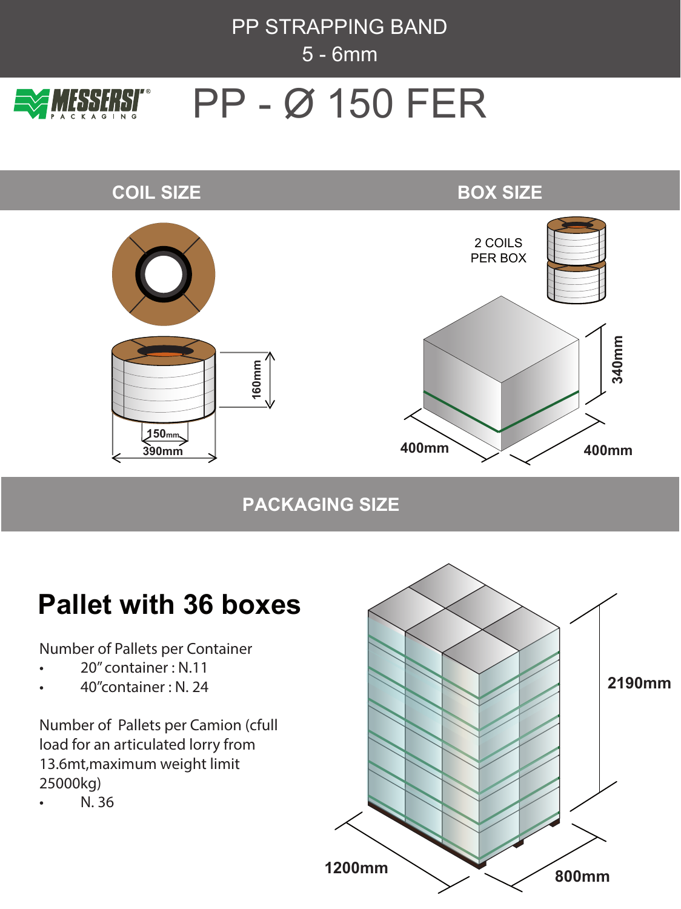# PP STRAPPING BAND
5 - 6mm

MESSERSI® PACKAGING

# PP - Ø 150 FER

## COIL SIZE

160mm

150mm

390mm

## BOX SIZE

2 COILS PER BOX

340mm

400mm

400mm

## PACKAGING SIZE

### Pallet with 36 boxes

Number of Pallets per Container

- 20" container : N.11
- 40"container : N. 24

Number of Pallets per Camion (cfull load for an articulated lorry from 13.6mt,maximum weight limit 25000kg)

- N. 36

2190mm

1200mm

800mm